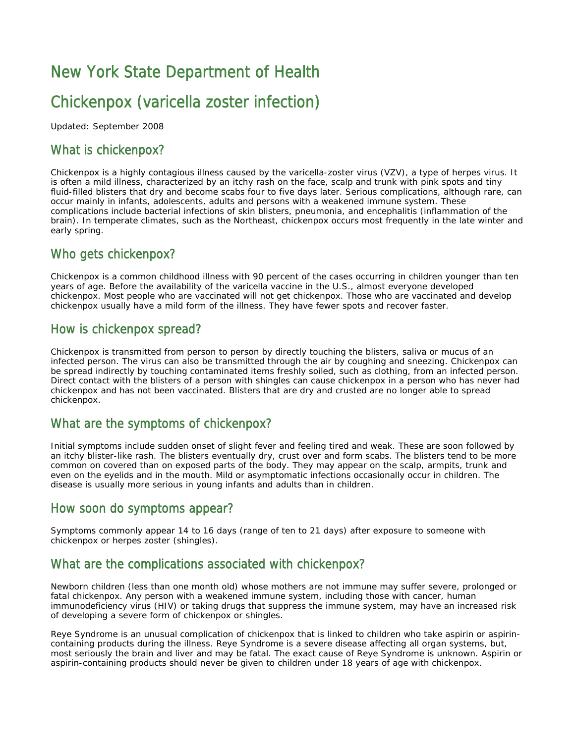# New York State Department of Health

# Chickenpox (varicella zoster infection)

Updated: September 2008

## What is chickenpox?

Chickenpox is a highly contagious illness caused by the varicella-zoster virus (VZV), a type of herpes virus. It is often a mild illness, characterized by an itchy rash on the face, scalp and trunk with pink spots and tiny fluid-filled blisters that dry and become scabs four to five days later. Serious complications, although rare, can occur mainly in infants, adolescents, adults and persons with a weakened immune system. These complications include bacterial infections of skin blisters, pneumonia, and encephalitis (inflammation of the brain). In temperate climates, such as the Northeast, chickenpox occurs most frequently in the late winter and early spring.

## Who gets chickenpox?

Chickenpox is a common childhood illness with 90 percent of the cases occurring in children younger than ten years of age. Before the availability of the varicella vaccine in the U.S., almost everyone developed chickenpox. Most people who are vaccinated will not get chickenpox. Those who are vaccinated and develop chickenpox usually have a mild form of the illness. They have fewer spots and recover faster.

## How is chickenpox spread?

Chickenpox is transmitted from person to person by directly touching the blisters, saliva or mucus of an infected person. The virus can also be transmitted through the air by coughing and sneezing. Chickenpox can be spread indirectly by touching contaminated items freshly soiled, such as clothing, from an infected person. Direct contact with the blisters of a person with shingles can cause chickenpox in a person who has never had chickenpox and has not been vaccinated. Blisters that are dry and crusted are no longer able to spread chickenpox.

## What are the symptoms of chickenpox?

Initial symptoms include sudden onset of slight fever and feeling tired and weak. These are soon followed by an itchy blister-like rash. The blisters eventually dry, crust over and form scabs. The blisters tend to be more common on covered than on exposed parts of the body. They may appear on the scalp, armpits, trunk and even on the eyelids and in the mouth. Mild or asymptomatic infections occasionally occur in children. The disease is usually more serious in young infants and adults than in children.

## How soon do symptoms appear?

Symptoms commonly appear 14 to 16 days (range of ten to 21 days) after exposure to someone with chickenpox or herpes zoster (shingles).

## What are the complications associated with chickenpox?

Newborn children (less than one month old) whose mothers are not immune may suffer severe, prolonged or fatal chickenpox. Any person with a weakened immune system, including those with cancer, human immunodeficiency virus (HIV) or taking drugs that suppress the immune system, may have an increased risk of developing a severe form of chickenpox or shingles.

Reye Syndrome is an unusual complication of chickenpox that is linked to children who take aspirin or aspirin-containing products during the illness. Reye Syndrome is a severe disease affecting all organ systems, but, most seriously the brain and liver and may be fatal. The exact cause of Reye Syndrome is unknown. Aspirin or aspirin-containing products should never be given to children under 18 years of age with chickenpox.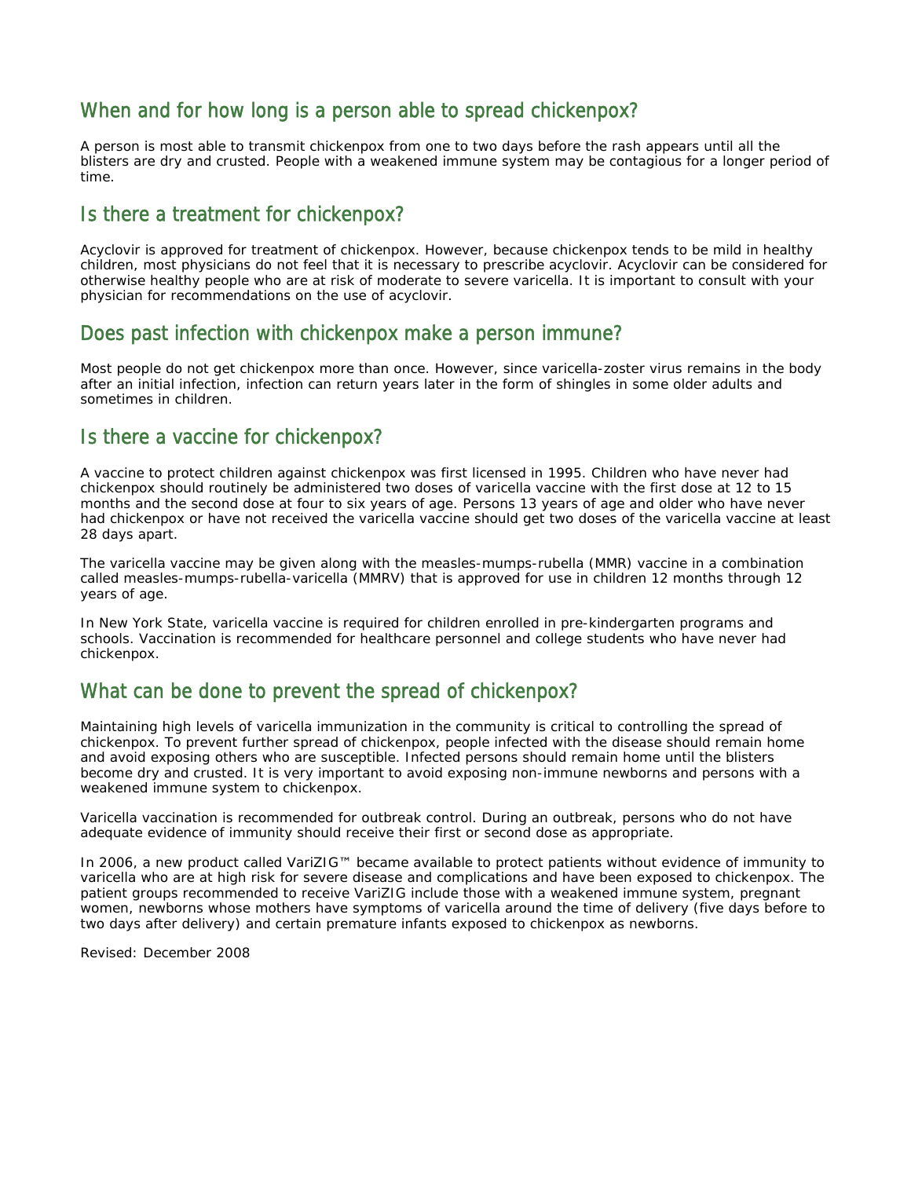## When and for how long is a person able to spread chickenpox?

A person is most able to transmit chickenpox from one to two days before the rash appears until all the blisters are dry and crusted. People with a weakened immune system may be contagious for a longer period of time.

## Is there a treatment for chickenpox?

Acyclovir is approved for treatment of chickenpox. However, because chickenpox tends to be mild in healthy children, most physicians do not feel that it is necessary to prescribe acyclovir. Acyclovir can be considered for otherwise healthy people who are at risk of moderate to severe varicella. It is important to consult with your physician for recommendations on the use of acyclovir.

## Does past infection with chickenpox make a person immune?

Most people do not get chickenpox more than once. However, since varicella-zoster virus remains in the body after an initial infection, infection can return years later in the form of shingles in some older adults and sometimes in children.

## Is there a vaccine for chickenpox?

A vaccine to protect children against chickenpox was first licensed in 1995. Children who have never had chickenpox should routinely be administered two doses of varicella vaccine with the first dose at 12 to 15 months and the second dose at four to six years of age. Persons 13 years of age and older who have never had chickenpox or have not received the varicella vaccine should get two doses of the varicella vaccine at least 28 days apart.

The varicella vaccine may be given along with the measles-mumps-rubella (MMR) vaccine in a combination called measles-mumps-rubella-varicella (MMRV) that is approved for use in children 12 months through 12 years of age.

In New York State, varicella vaccine is required for children enrolled in pre-kindergarten programs and schools. Vaccination is recommended for healthcare personnel and college students who have never had chickenpox.

## What can be done to prevent the spread of chickenpox?

Maintaining high levels of varicella immunization in the community is critical to controlling the spread of chickenpox. To prevent further spread of chickenpox, people infected with the disease should remain home and avoid exposing others who are susceptible. Infected persons should remain home until the blisters become dry and crusted. It is very important to avoid exposing non-immune newborns and persons with a weakened immune system to chickenpox.

Varicella vaccination is recommended for outbreak control. During an outbreak, persons who do not have adequate evidence of immunity should receive their first or second dose as appropriate.

In 2006, a new product called VariZIG™ became available to protect patients without evidence of immunity to varicella who are at high risk for severe disease and complications and have been exposed to chickenpox. The patient groups recommended to receive VariZIG include those with a weakened immune system, pregnant women, newborns whose mothers have symptoms of varicella around the time of delivery (five days before to two days after delivery) and certain premature infants exposed to chickenpox as newborns.

Revised: December 2008